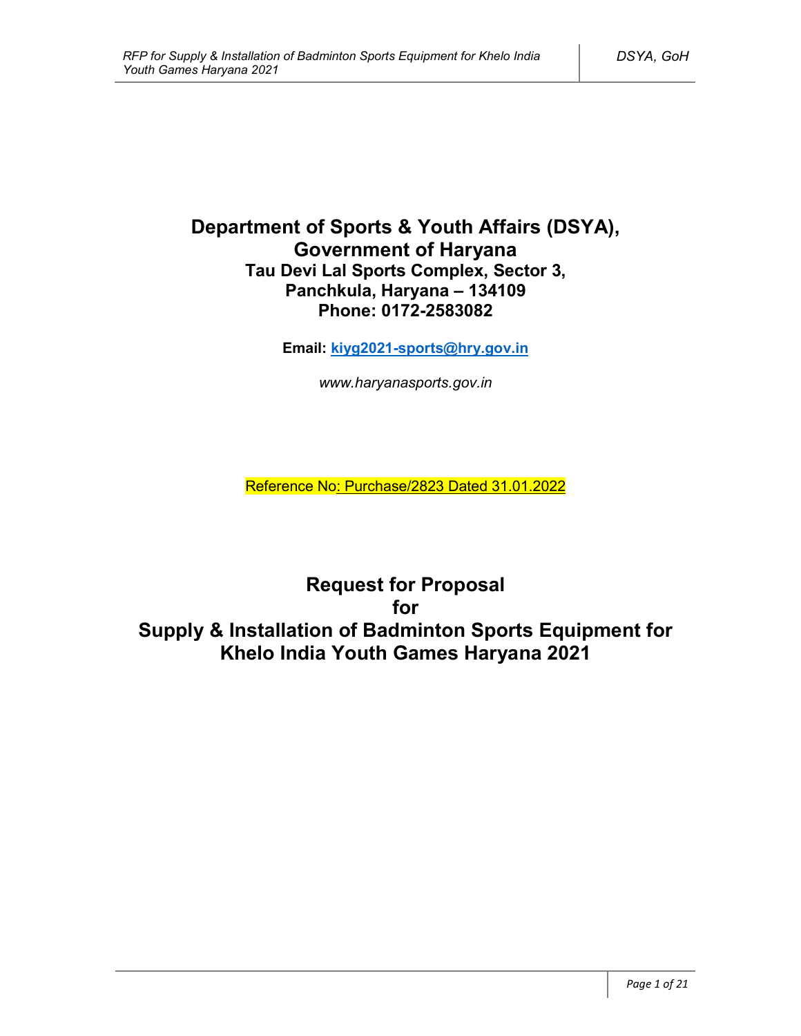# Department of Sports & Youth Affairs (DSYA), Government of Haryana

**Tau Devi Lal Sports Complex, Sector 3, Panchkula, Haryana – 134109**

**Phone: 0172-2583082**

**Email: kiyg2021-sports@hry.gov.in**

*www.haryanasports.gov.in*

Reference No: Purchase/2823 Dated 31.01.2022

# Request for Proposal for Supply & Installation of Badminton Sports Equipment for Khelo India Youth Games Haryana 2021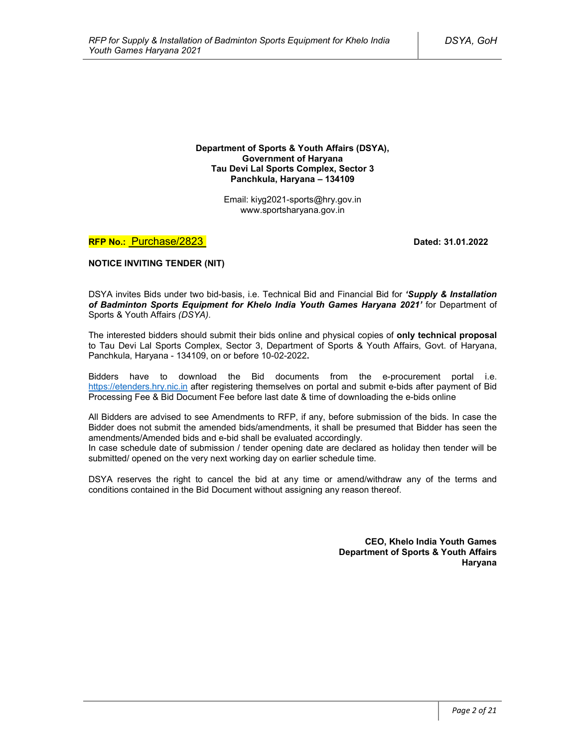**Department of Sports & Youth Affairs (DSYA),**
**Government of Haryana**
**Tau Devi Lal Sports Complex, Sector 3**
**Panchkula, Haryana – 134109**

Email: kiyg2021-sports@hry.gov.in
www.sportsharyana.gov.in

**RFP No.: Purchase/2823** **Dated: 31.01.2022**

**NOTICE INVITING TENDER (NIT)**

DSYA invites Bids under two bid-basis, i.e. Technical Bid and Financial Bid for ***'Supply & Installation of Badminton Sports Equipment for Khelo India Youth Games Haryana 2021'*** for Department of Sports & Youth Affairs *(DSYA)*.

The interested bidders should submit their bids online and physical copies of **only technical proposal** to Tau Devi Lal Sports Complex, Sector 3, Department of Sports & Youth Affairs, Govt. of Haryana, Panchkula, Haryana - 134109, on or before 10-02-2022**.**

Bidders have to download the Bid documents from the e-procurement portal i.e. https://etenders.hry.nic.in after registering themselves on portal and submit e-bids after payment of Bid Processing Fee & Bid Document Fee before last date & time of downloading the e-bids online

All Bidders are advised to see Amendments to RFP, if any, before submission of the bids. In case the Bidder does not submit the amended bids/amendments, it shall be presumed that Bidder has seen the amendments/Amended bids and e-bid shall be evaluated accordingly.
In case schedule date of submission / tender opening date are declared as holiday then tender will be submitted/ opened on the very next working day on earlier schedule time.

DSYA reserves the right to cancel the bid at any time or amend/withdraw any of the terms and conditions contained in the Bid Document without assigning any reason thereof.

**CEO, Khelo India Youth Games**
**Department of Sports & Youth Affairs**
**Haryana**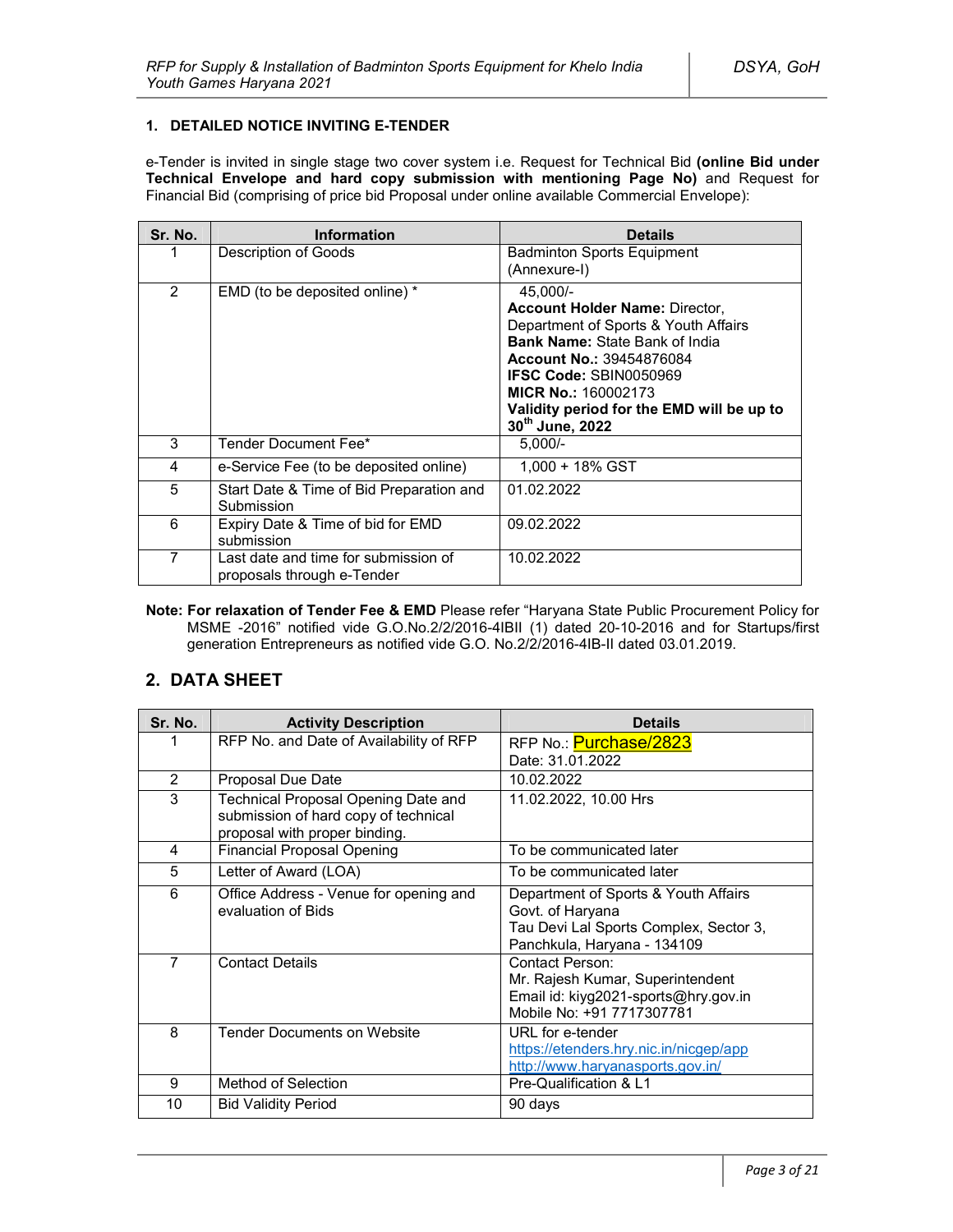## 1. DETAILED NOTICE INVITING E-TENDER

e-Tender is invited in single stage two cover system i.e. Request for Technical Bid **(online Bid under Technical Envelope and hard copy submission with mentioning Page No)** and Request for Financial Bid (comprising of price bid Proposal under online available Commercial Envelope):

| Sr. No. | Information | Details |
|---|---|---|
| 1 | Description of Goods | Badminton Sports Equipment (Annexure-I) |
| 2 | EMD (to be deposited online) * | 45,000/- **Account Holder Name:** Director, Department of Sports & Youth Affairs **Bank Name:** State Bank of India **Account No.:** 39454876084 **IFSC Code:** SBIN0050969 **MICR No.:** 160002173 **Validity period for the EMD will be up to 30th June, 2022** |
| 3 | Tender Document Fee* | 5,000/- |
| 4 | e-Service Fee (to be deposited online) | 1,000 + 18% GST |
| 5 | Start Date & Time of Bid Preparation and Submission | 01.02.2022 |
| 6 | Expiry Date & Time of bid for EMD submission | 09.02.2022 |
| 7 | Last date and time for submission of proposals through e-Tender | 10.02.2022 |

**Note: For relaxation of Tender Fee & EMD** Please refer "Haryana State Public Procurement Policy for MSME -2016" notified vide G.O.No.2/2/2016-4IBII (1) dated 20-10-2016 and for Startups/first generation Entrepreneurs as notified vide G.O. No.2/2/2016-4IB-II dated 03.01.2019.

## 2. DATA SHEET

| Sr. No. | Activity Description | Details |
|---|---|---|
| 1 | RFP No. and Date of Availability of RFP | RFP No.: Purchase/2823 Date: 31.01.2022 |
| 2 | Proposal Due Date | 10.02.2022 |
| 3 | Technical Proposal Opening Date and submission of hard copy of technical proposal with proper binding. | 11.02.2022, 10.00 Hrs |
| 4 | Financial Proposal Opening | To be communicated later |
| 5 | Letter of Award (LOA) | To be communicated later |
| 6 | Office Address - Venue for opening and evaluation of Bids | Department of Sports & Youth Affairs Govt. of Haryana Tau Devi Lal Sports Complex, Sector 3, Panchkula, Haryana - 134109 |
| 7 | Contact Details | Contact Person: Mr. Rajesh Kumar, Superintendent Email id: kiyg2021-sports@hry.gov.in Mobile No: +91 7717307781 |
| 8 | Tender Documents on Website | URL for e-tender https://etenders.hry.nic.in/nicgep/app http://www.haryanasports.gov.in/ |
| 9 | Method of Selection | Pre-Qualification & L1 |
| 10 | Bid Validity Period | 90 days |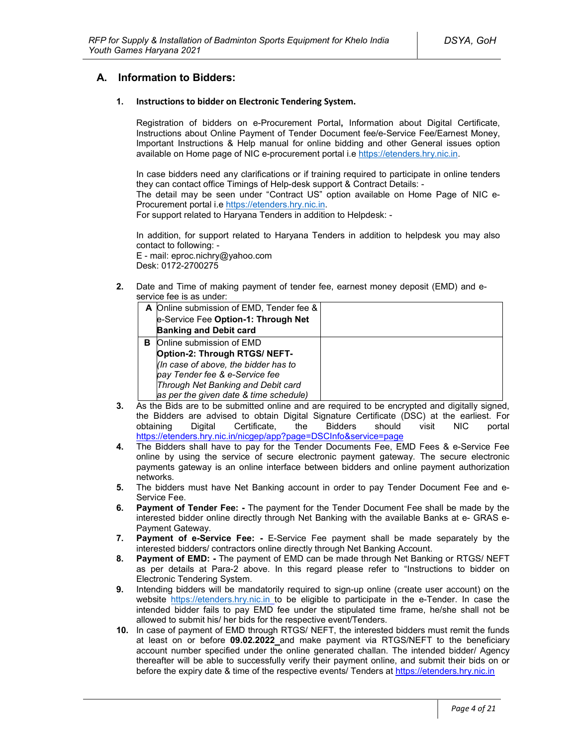## A. Information to Bidders:

### 1. Instructions to bidder on Electronic Tendering System.

Registration of bidders on e-Procurement Portal**,** Information about Digital Certificate, Instructions about Online Payment of Tender Document fee/e-Service Fee/Earnest Money, Important Instructions & Help manual for online bidding and other General issues option available on Home page of NIC e-procurement portal i.e https://etenders.hry.nic.in.

In case bidders need any clarifications or if training required to participate in online tenders they can contact office Timings of Help-desk support & Contract Details: -
The detail may be seen under "Contract US" option available on Home Page of NIC e-Procurement portal i.e https://etenders.hry.nic.in.
For support related to Haryana Tenders in addition to Helpdesk: -

In addition, for support related to Haryana Tenders in addition to helpdesk you may also contact to following: -
E - mail: eproc.nichry@yahoo.com
Desk: 0172-2700275

**2.** Date and Time of making payment of tender fee, earnest money deposit (EMD) and e-service fee is as under:

| | | |
|---|---|---|
| **A** | Online submission of EMD, Tender fee & e-Service Fee **Option-1: Through Net Banking and Debit card** | |
| **B** | Online submission of EMD **Option-2: Through RTGS/ NEFT-** *(In case of above, the bidder has to pay Tender fee & e-Service fee Through Net Banking and Debit card as per the given date & time schedule)* | |

**3.** As the Bids are to be submitted online and are required to be encrypted and digitally signed, the Bidders are advised to obtain Digital Signature Certificate (DSC) at the earliest. For obtaining Digital Certificate, the Bidders should visit NIC portal https://etenders.hry.nic.in/nicgep/app?page=DSCInfo&service=page

**4.** The Bidders shall have to pay for the Tender Documents Fee, EMD Fees & e-Service Fee online by using the service of secure electronic payment gateway. The secure electronic payments gateway is an online interface between bidders and online payment authorization networks.

**5.** The bidders must have Net Banking account in order to pay Tender Document Fee and e-Service Fee.

**6.** **Payment of Tender Fee: -** The payment for the Tender Document Fee shall be made by the interested bidder online directly through Net Banking with the available Banks at e- GRAS e-Payment Gateway.

**7.** **Payment of e-Service Fee: -** E-Service Fee payment shall be made separately by the interested bidders/ contractors online directly through Net Banking Account.

**8.** **Payment of EMD: -** The payment of EMD can be made through Net Banking or RTGS/ NEFT as per details at Para-2 above. In this regard please refer to "Instructions to bidder on Electronic Tendering System.

**9.** Intending bidders will be mandatorily required to sign-up online (create user account) on the website https://etenders.hry.nic.in to be eligible to participate in the e-Tender. In case the intended bidder fails to pay EMD fee under the stipulated time frame, he/she shall not be allowed to submit his/ her bids for the respective event/Tenders.

**10.** In case of payment of EMD through RTGS/ NEFT, the interested bidders must remit the funds at least on or before **09.02.2022** and make payment via RTGS/NEFT to the beneficiary account number specified under the online generated challan. The intended bidder/ Agency thereafter will be able to successfully verify their payment online, and submit their bids on or before the expiry date & time of the respective events/ Tenders at https://etenders.hry.nic.in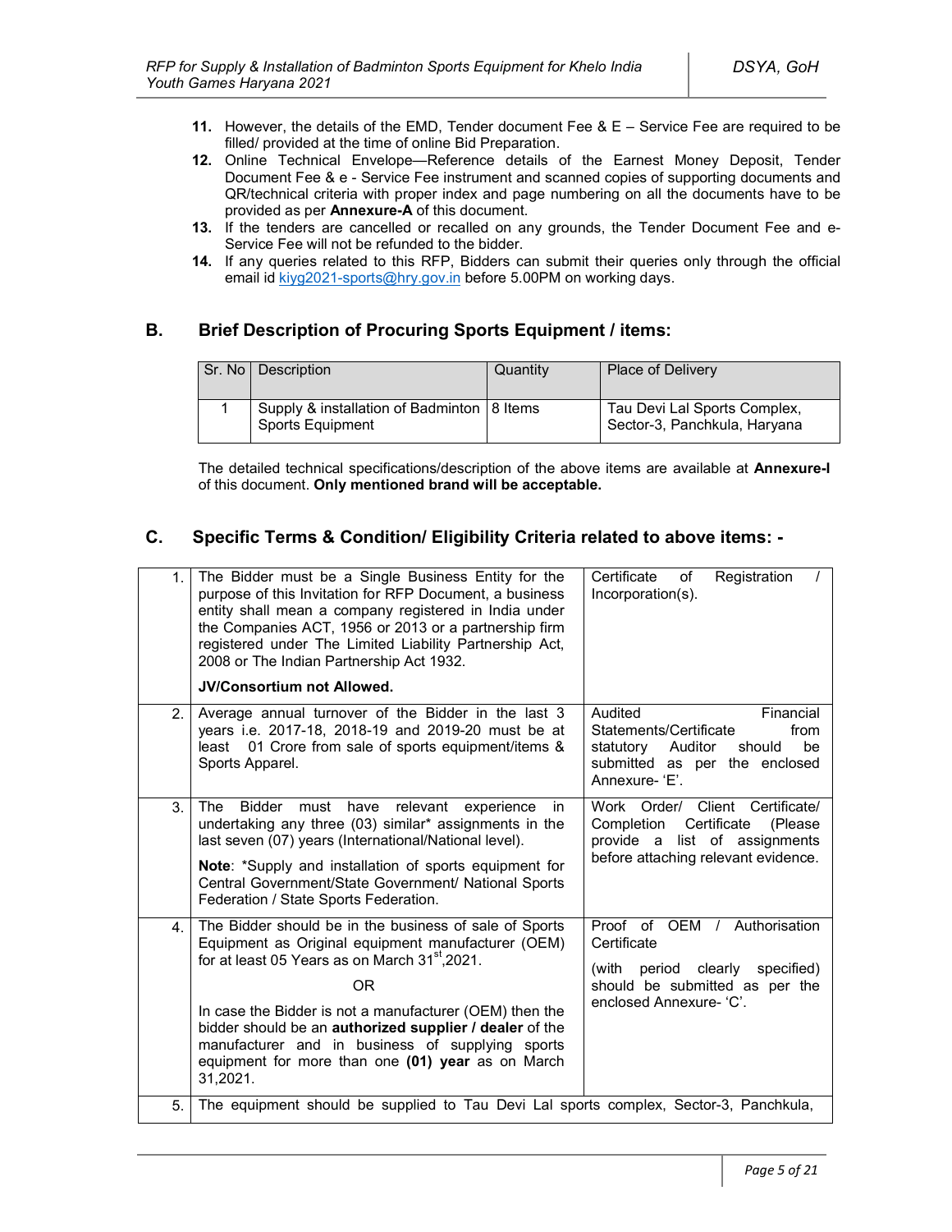11. However, the details of the EMD, Tender document Fee & E – Service Fee are required to be filled/ provided at the time of online Bid Preparation.
12. Online Technical Envelope—Reference details of the Earnest Money Deposit, Tender Document Fee & e - Service Fee instrument and scanned copies of supporting documents and QR/technical criteria with proper index and page numbering on all the documents have to be provided as per **Annexure-A** of this document.
13. If the tenders are cancelled or recalled on any grounds, the Tender Document Fee and e-Service Fee will not be refunded to the bidder.
14. If any queries related to this RFP, Bidders can submit their queries only through the official email id kiyg2021-sports@hry.gov.in before 5.00PM on working days.

## B. Brief Description of Procuring Sports Equipment / items:

| Sr. No | Description | Quantity | Place of Delivery |
|---|---|---|---|
| 1 | Supply & installation of Badminton Sports Equipment | 8 Items | Tau Devi Lal Sports Complex, Sector-3, Panchkula, Haryana |

The detailed technical specifications/description of the above items are available at **Annexure-I** of this document. **Only mentioned brand will be acceptable.**

## C. Specific Terms & Condition/ Eligibility Criteria related to above items: -

| | | |
|---|---|---|
| 1. | The Bidder must be a Single Business Entity for the purpose of this Invitation for RFP Document, a business entity shall mean a company registered in India under the Companies ACT, 1956 or 2013 or a partnership firm registered under The Limited Liability Partnership Act, 2008 or The Indian Partnership Act 1932.<br><br>**JV/Consortium not Allowed.** | Certificate of Registration / Incorporation(s). |
| 2. | Average annual turnover of the Bidder in the last 3 years i.e. 2017-18, 2018-19 and 2019-20 must be at least 01 Crore from sale of sports equipment/items & Sports Apparel. | Audited Financial Statements/Certificate from statutory Auditor should be submitted as per the enclosed Annexure- 'E'. |
| 3. | The Bidder must have relevant experience in undertaking any three (03) similar* assignments in the last seven (07) years (International/National level).<br><br>**Note**: *Supply and installation of sports equipment for Central Government/State Government/ National Sports Federation / State Sports Federation. | Work Order/ Client Certificate/ Completion Certificate (Please provide a list of assignments before attaching relevant evidence. |
| 4. | The Bidder should be in the business of sale of Sports Equipment as Original equipment manufacturer (OEM) for at least 05 Years as on March 31st,2021.<br><br>OR<br><br>In case the Bidder is not a manufacturer (OEM) then the bidder should be an **authorized supplier / dealer** of the manufacturer and in business of supplying sports equipment for more than one **(01) year** as on March 31,2021. | Proof of OEM / Authorisation Certificate<br><br>(with period clearly specified) should be submitted as per the enclosed Annexure- 'C'. |
| 5. | The equipment should be supplied to Tau Devi Lal sports complex, Sector-3, Panchkula, | |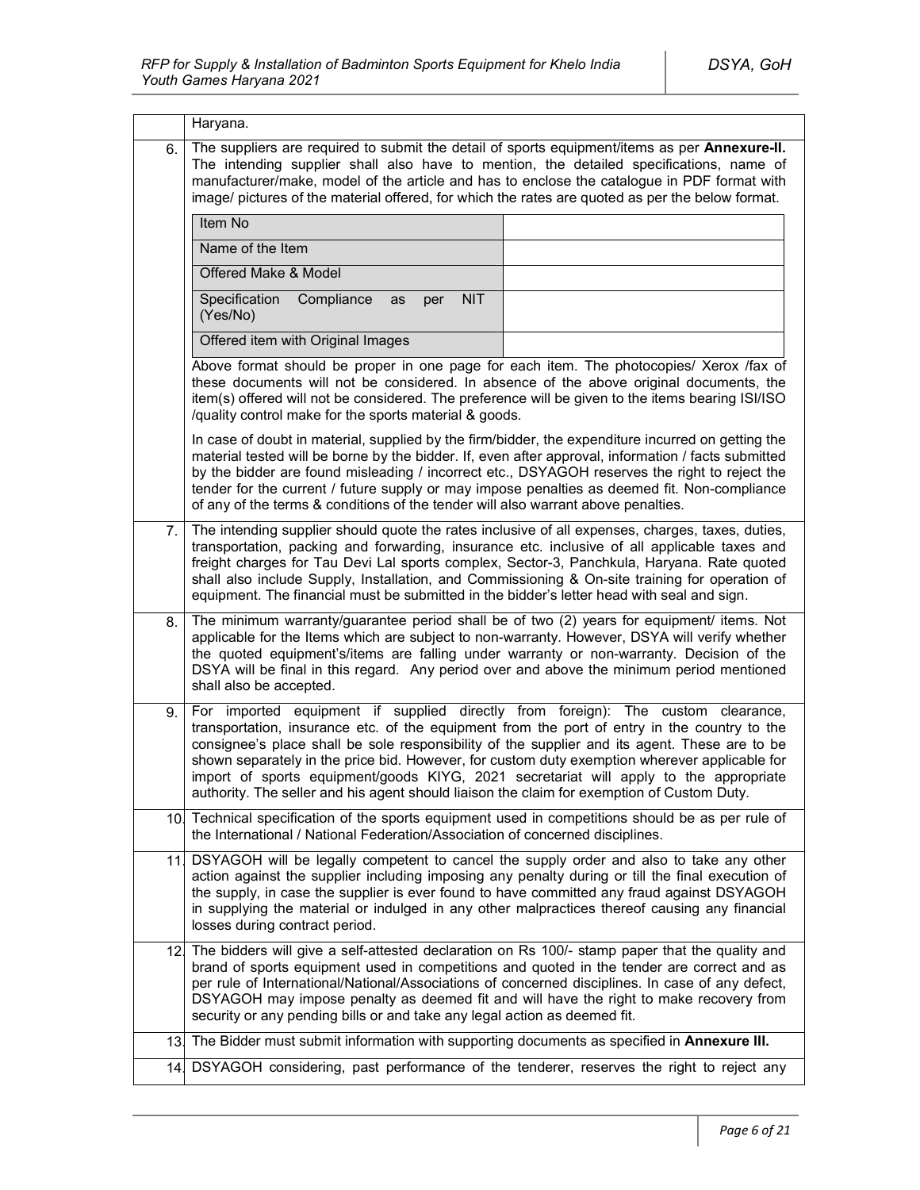| | |
|---|---|
| | Haryana. |
| 6. | The suppliers are required to submit the detail of sports equipment/items as per **Annexure-II.** The intending supplier shall also have to mention, the detailed specifications, name of manufacturer/make, model of the article and has to enclose the catalogue in PDF format with image/ pictures of the material offered, for which the rates are quoted as per the below format.<br><br>Item No: <br>Name of the Item: <br>Offered Make & Model: <br>Specification Compliance as per NIT (Yes/No): <br>Offered item with Original Images: <br><br>Above format should be proper in one page for each item. The photocopies/ Xerox /fax of these documents will not be considered. In absence of the above original documents, the item(s) offered will not be considered. The preference will be given to the items bearing ISI/ISO /quality control make for the sports material & goods.<br><br>In case of doubt in material, supplied by the firm/bidder, the expenditure incurred on getting the material tested will be borne by the bidder. If, even after approval, information / facts submitted by the bidder are found misleading / incorrect etc., DSYAGOH reserves the right to reject the tender for the current / future supply or may impose penalties as deemed fit. Non-compliance of any of the terms & conditions of the tender will also warrant above penalties. |
| 7. | The intending supplier should quote the rates inclusive of all expenses, charges, taxes, duties, transportation, packing and forwarding, insurance etc. inclusive of all applicable taxes and freight charges for Tau Devi Lal sports complex, Sector-3, Panchkula, Haryana. Rate quoted shall also include Supply, Installation, and Commissioning & On-site training for operation of equipment. The financial must be submitted in the bidder's letter head with seal and sign. |
| 8. | The minimum warranty/guarantee period shall be of two (2) years for equipment/ items. Not applicable for the Items which are subject to non-warranty. However, DSYA will verify whether the quoted equipment's/items are falling under warranty or non-warranty. Decision of the DSYA will be final in this regard. Any period over and above the minimum period mentioned shall also be accepted. |
| 9. | For imported equipment if supplied directly from foreign): The custom clearance, transportation, insurance etc. of the equipment from the port of entry in the country to the consignee's place shall be sole responsibility of the supplier and its agent. These are to be shown separately in the price bid. However, for custom duty exemption wherever applicable for import of sports equipment/goods KIYG, 2021 secretariat will apply to the appropriate authority. The seller and his agent should liaison the claim for exemption of Custom Duty. |
| 10. | Technical specification of the sports equipment used in competitions should be as per rule of the International / National Federation/Association of concerned disciplines. |
| 11. | DSYAGOH will be legally competent to cancel the supply order and also to take any other action against the supplier including imposing any penalty during or till the final execution of the supply, in case the supplier is ever found to have committed any fraud against DSYAGOH in supplying the material or indulged in any other malpractices thereof causing any financial losses during contract period. |
| 12. | The bidders will give a self-attested declaration on Rs 100/- stamp paper that the quality and brand of sports equipment used in competitions and quoted in the tender are correct and as per rule of International/National/Associations of concerned disciplines. In case of any defect, DSYAGOH may impose penalty as deemed fit and will have the right to make recovery from security or any pending bills or and take any legal action as deemed fit. |
| 13. | The Bidder must submit information with supporting documents as specified in **Annexure III.** |
| 14. | DSYAGOH considering, past performance of the tenderer, reserves the right to reject any |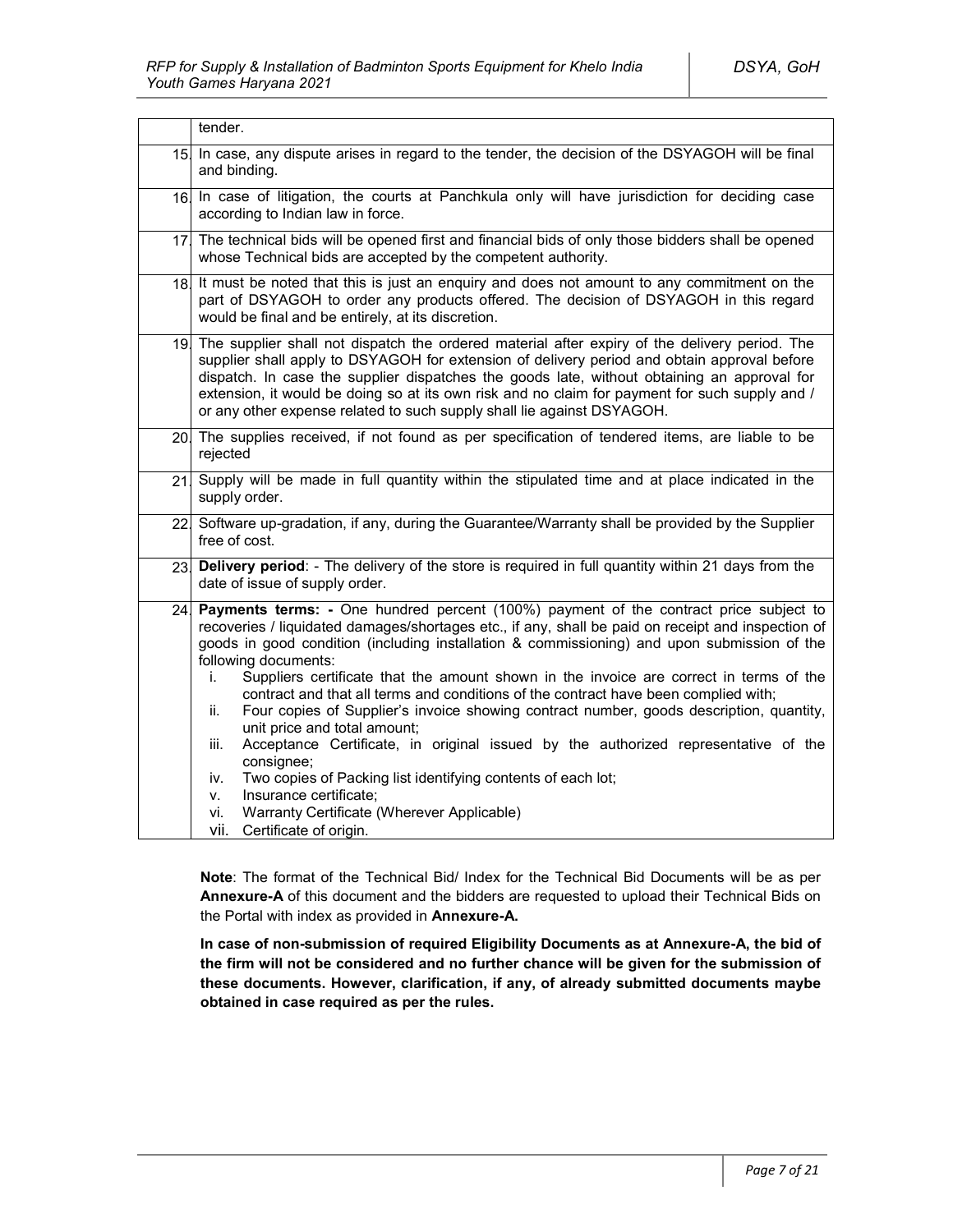|  |  |
|---|---|
|  | tender. |
| 15. | In case, any dispute arises in regard to the tender, the decision of the DSYAGOH will be final and binding. |
| 16. | In case of litigation, the courts at Panchkula only will have jurisdiction for deciding case according to Indian law in force. |
| 17. | The technical bids will be opened first and financial bids of only those bidders shall be opened whose Technical bids are accepted by the competent authority. |
| 18. | It must be noted that this is just an enquiry and does not amount to any commitment on the part of DSYAGOH to order any products offered. The decision of DSYAGOH in this regard would be final and be entirely, at its discretion. |
| 19. | The supplier shall not dispatch the ordered material after expiry of the delivery period. The supplier shall apply to DSYAGOH for extension of delivery period and obtain approval before dispatch. In case the supplier dispatches the goods late, without obtaining an approval for extension, it would be doing so at its own risk and no claim for payment for such supply and / or any other expense related to such supply shall lie against DSYAGOH. |
| 20. | The supplies received, if not found as per specification of tendered items, are liable to be rejected |
| 21. | Supply will be made in full quantity within the stipulated time and at place indicated in the supply order. |
| 22. | Software up-gradation, if any, during the Guarantee/Warranty shall be provided by the Supplier free of cost. |
| 23. | **Delivery period**: - The delivery of the store is required in full quantity within 21 days from the date of issue of supply order. |
| 24. | **Payments terms: -** One hundred percent (100%) payment of the contract price subject to recoveries / liquidated damages/shortages etc., if any, shall be paid on receipt and inspection of goods in good condition (including installation & commissioning) and upon submission of the following documents:<br>i. Suppliers certificate that the amount shown in the invoice are correct in terms of the contract and that all terms and conditions of the contract have been complied with;<br>ii. Four copies of Supplier's invoice showing contract number, goods description, quantity, unit price and total amount;<br>iii. Acceptance Certificate, in original issued by the authorized representative of the consignee;<br>iv. Two copies of Packing list identifying contents of each lot;<br>v. Insurance certificate;<br>vi. Warranty Certificate (Wherever Applicable)<br>vii. Certificate of origin. |

**Note**: The format of the Technical Bid/ Index for the Technical Bid Documents will be as per **Annexure-A** of this document and the bidders are requested to upload their Technical Bids on the Portal with index as provided in **Annexure-A.**

**In case of non-submission of required Eligibility Documents as at Annexure-A, the bid of the firm will not be considered and no further chance will be given for the submission of these documents. However, clarification, if any, of already submitted documents maybe obtained in case required as per the rules.**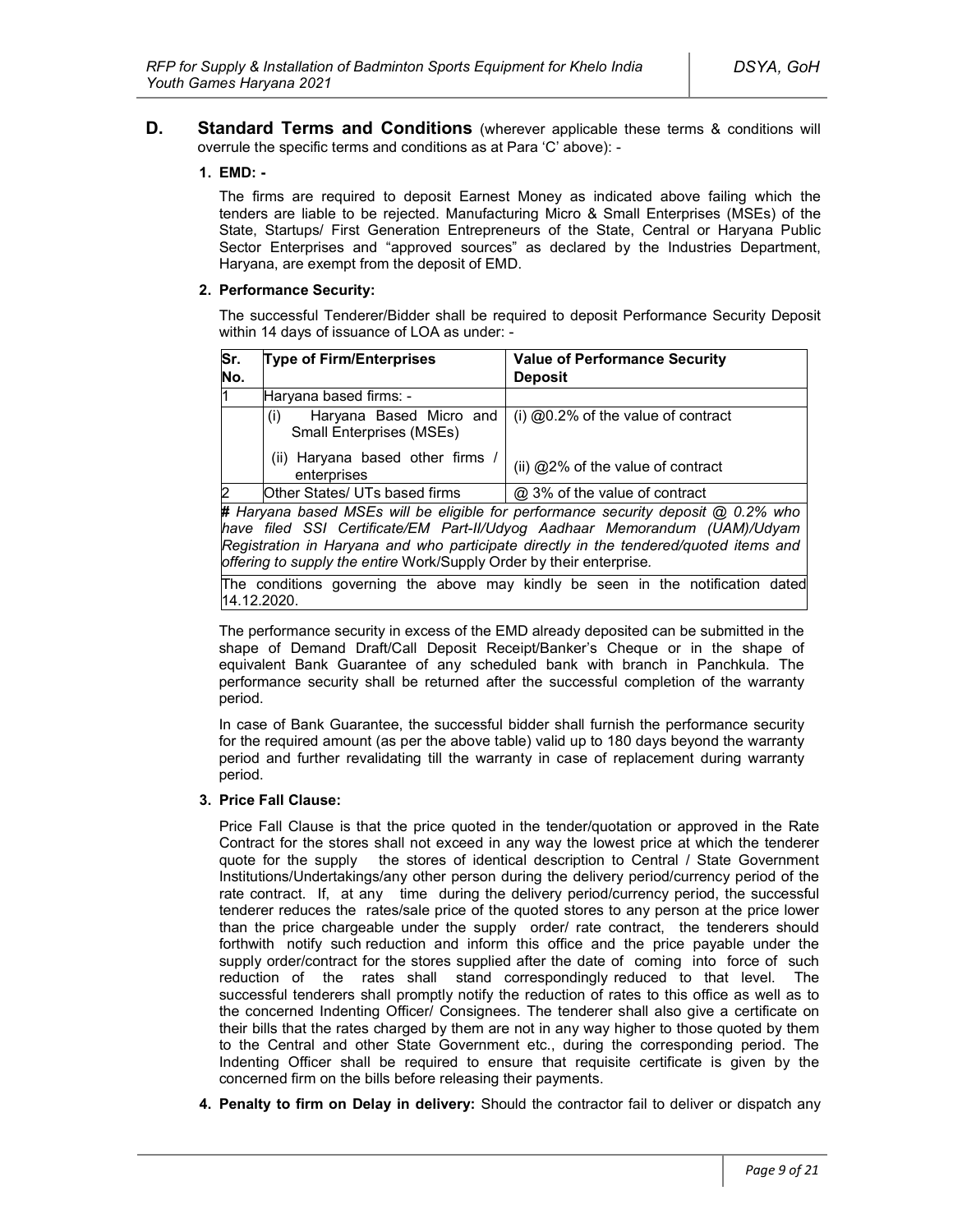**D. Standard Terms and Conditions** (wherever applicable these terms & conditions will overrule the specific terms and conditions as at Para 'C' above): -

**1. EMD: -**

The firms are required to deposit Earnest Money as indicated above failing which the tenders are liable to be rejected. Manufacturing Micro & Small Enterprises (MSEs) of the State, Startups/ First Generation Entrepreneurs of the State, Central or Haryana Public Sector Enterprises and "approved sources" as declared by the Industries Department, Haryana, are exempt from the deposit of EMD.

**2. Performance Security:**

The successful Tenderer/Bidder shall be required to deposit Performance Security Deposit within 14 days of issuance of LOA as under: -

| Sr. No. | Type of Firm/Enterprises | Value of Performance Security Deposit |
|---|---|---|
| 1 | Haryana based firms: - | |
| | (i) Haryana Based Micro and Small Enterprises (MSEs) | (i) @0.2% of the value of contract |
| | (ii) Haryana based other firms / enterprises | (ii) @2% of the value of contract |
| 2 | Other States/ UTs based firms | @ 3% of the value of contract |

***#** Haryana based MSEs will be eligible for performance security deposit @ 0.2% who have filed SSI Certificate/EM Part-II/Udyog Aadhaar Memorandum (UAM)/Udyam Registration in Haryana and who participate directly in the tendered/quoted items and offering to supply the entire* Work/Supply Order by their enterprise.

The conditions governing the above may kindly be seen in the notification dated 14.12.2020.

The performance security in excess of the EMD already deposited can be submitted in the shape of Demand Draft/Call Deposit Receipt/Banker's Cheque or in the shape of equivalent Bank Guarantee of any scheduled bank with branch in Panchkula. The performance security shall be returned after the successful completion of the warranty period.

In case of Bank Guarantee, the successful bidder shall furnish the performance security for the required amount (as per the above table) valid up to 180 days beyond the warranty period and further revalidating till the warranty in case of replacement during warranty period.

**3. Price Fall Clause:**

Price Fall Clause is that the price quoted in the tender/quotation or approved in the Rate Contract for the stores shall not exceed in any way the lowest price at which the tenderer quote for the supply the stores of identical description to Central / State Government Institutions/Undertakings/any other person during the delivery period/currency period of the rate contract. If, at any time during the delivery period/currency period, the successful tenderer reduces the rates/sale price of the quoted stores to any person at the price lower than the price chargeable under the supply order/ rate contract, the tenderers should forthwith notify such reduction and inform this office and the price payable under the supply order/contract for the stores supplied after the date of coming into force of such reduction of the rates shall stand correspondingly reduced to that level. The successful tenderers shall promptly notify the reduction of rates to this office as well as to the concerned Indenting Officer/ Consignees. The tenderer shall also give a certificate on their bills that the rates charged by them are not in any way higher to those quoted by them to the Central and other State Government etc., during the corresponding period. The Indenting Officer shall be required to ensure that requisite certificate is given by the concerned firm on the bills before releasing their payments.

**4. Penalty to firm on Delay in delivery:** Should the contractor fail to deliver or dispatch any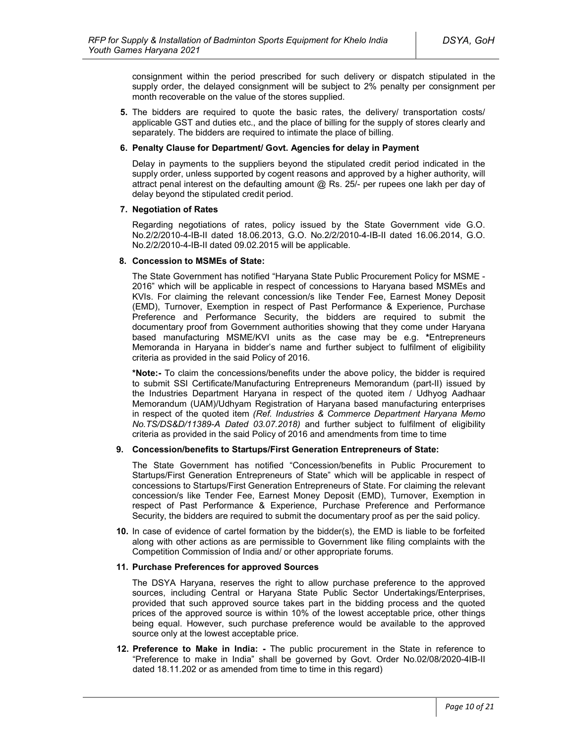consignment within the period prescribed for such delivery or dispatch stipulated in the supply order, the delayed consignment will be subject to 2% penalty per consignment per month recoverable on the value of the stores supplied.

**5.** The bidders are required to quote the basic rates, the delivery/ transportation costs/ applicable GST and duties etc., and the place of billing for the supply of stores clearly and separately. The bidders are required to intimate the place of billing.

**6. Penalty Clause for Department/ Govt. Agencies for delay in Payment**

Delay in payments to the suppliers beyond the stipulated credit period indicated in the supply order, unless supported by cogent reasons and approved by a higher authority, will attract penal interest on the defaulting amount @ Rs. 25/- per rupees one lakh per day of delay beyond the stipulated credit period.

**7. Negotiation of Rates**

Regarding negotiations of rates, policy issued by the State Government vide G.O. No.2/2/2010-4-IB-II dated 18.06.2013, G.O. No.2/2/2010-4-IB-II dated 16.06.2014, G.O. No.2/2/2010-4-IB-II dated 09.02.2015 will be applicable.

**8. Concession to MSMEs of State:**

The State Government has notified "Haryana State Public Procurement Policy for MSME - 2016" which will be applicable in respect of concessions to Haryana based MSMEs and KVIs. For claiming the relevant concession/s like Tender Fee, Earnest Money Deposit (EMD), Turnover, Exemption in respect of Past Performance & Experience, Purchase Preference and Performance Security, the bidders are required to submit the documentary proof from Government authorities showing that they come under Haryana based manufacturing MSME/KVI units as the case may be e.g. **\***Entrepreneurs Memoranda in Haryana in bidder's name and further subject to fulfilment of eligibility criteria as provided in the said Policy of 2016.

**\*Note:-** To claim the concessions/benefits under the above policy, the bidder is required to submit SSI Certificate/Manufacturing Entrepreneurs Memorandum (part-II) issued by the Industries Department Haryana in respect of the quoted item / Udhyog Aadhaar Memorandum (UAM)/Udhyam Registration of Haryana based manufacturing enterprises in respect of the quoted item *(Ref. Industries & Commerce Department Haryana Memo No.TS/DS&D/11389-A Dated 03.07.2018)* and further subject to fulfilment of eligibility criteria as provided in the said Policy of 2016 and amendments from time to time

**9. Concession/benefits to Startups/First Generation Entrepreneurs of State:**

The State Government has notified "Concession/benefits in Public Procurement to Startups/First Generation Entrepreneurs of State" which will be applicable in respect of concessions to Startups/First Generation Entrepreneurs of State. For claiming the relevant concession/s like Tender Fee, Earnest Money Deposit (EMD), Turnover, Exemption in respect of Past Performance & Experience, Purchase Preference and Performance Security, the bidders are required to submit the documentary proof as per the said policy.

**10.** In case of evidence of cartel formation by the bidder(s), the EMD is liable to be forfeited along with other actions as are permissible to Government like filing complaints with the Competition Commission of India and/ or other appropriate forums.

**11. Purchase Preferences for approved Sources**

The DSYA Haryana, reserves the right to allow purchase preference to the approved sources, including Central or Haryana State Public Sector Undertakings/Enterprises, provided that such approved source takes part in the bidding process and the quoted prices of the approved source is within 10% of the lowest acceptable price, other things being equal. However, such purchase preference would be available to the approved source only at the lowest acceptable price.

**12. Preference to Make in India: -** The public procurement in the State in reference to "Preference to make in India" shall be governed by Govt. Order No.02/08/2020-4IB-II dated 18.11.202 or as amended from time to time in this regard)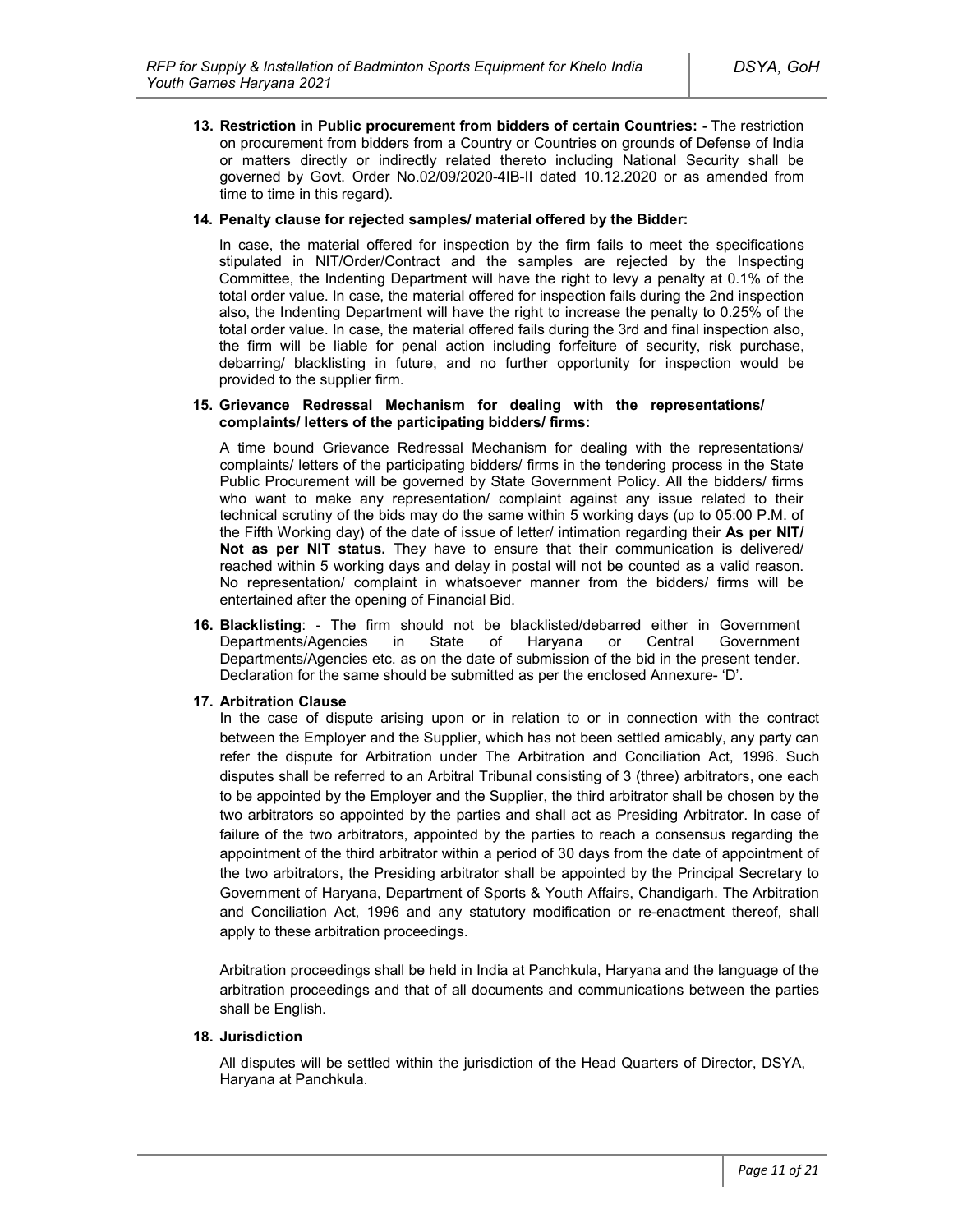**13. Restriction in Public procurement from bidders of certain Countries: -** The restriction on procurement from bidders from a Country or Countries on grounds of Defense of India or matters directly or indirectly related thereto including National Security shall be governed by Govt. Order No.02/09/2020-4IB-II dated 10.12.2020 or as amended from time to time in this regard).

**14. Penalty clause for rejected samples/ material offered by the Bidder:**

In case, the material offered for inspection by the firm fails to meet the specifications stipulated in NIT/Order/Contract and the samples are rejected by the Inspecting Committee, the Indenting Department will have the right to levy a penalty at 0.1% of the total order value. In case, the material offered for inspection fails during the 2nd inspection also, the Indenting Department will have the right to increase the penalty to 0.25% of the total order value. In case, the material offered fails during the 3rd and final inspection also, the firm will be liable for penal action including forfeiture of security, risk purchase, debarring/ blacklisting in future, and no further opportunity for inspection would be provided to the supplier firm.

**15. Grievance Redressal Mechanism for dealing with the representations/ complaints/ letters of the participating bidders/ firms:**

A time bound Grievance Redressal Mechanism for dealing with the representations/ complaints/ letters of the participating bidders/ firms in the tendering process in the State Public Procurement will be governed by State Government Policy. All the bidders/ firms who want to make any representation/ complaint against any issue related to their technical scrutiny of the bids may do the same within 5 working days (up to 05:00 P.M. of the Fifth Working day) of the date of issue of letter/ intimation regarding their **As per NIT/ Not as per NIT status.** They have to ensure that their communication is delivered/ reached within 5 working days and delay in postal will not be counted as a valid reason. No representation/ complaint in whatsoever manner from the bidders/ firms will be entertained after the opening of Financial Bid.

**16. Blacklisting**: - The firm should not be blacklisted/debarred either in Government Departments/Agencies in State of Haryana or Central Government Departments/Agencies etc. as on the date of submission of the bid in the present tender. Declaration for the same should be submitted as per the enclosed Annexure- 'D'.

**17. Arbitration Clause**

In the case of dispute arising upon or in relation to or in connection with the contract between the Employer and the Supplier, which has not been settled amicably, any party can refer the dispute for Arbitration under The Arbitration and Conciliation Act, 1996. Such disputes shall be referred to an Arbitral Tribunal consisting of 3 (three) arbitrators, one each to be appointed by the Employer and the Supplier, the third arbitrator shall be chosen by the two arbitrators so appointed by the parties and shall act as Presiding Arbitrator. In case of failure of the two arbitrators, appointed by the parties to reach a consensus regarding the appointment of the third arbitrator within a period of 30 days from the date of appointment of the two arbitrators, the Presiding arbitrator shall be appointed by the Principal Secretary to Government of Haryana, Department of Sports & Youth Affairs, Chandigarh. The Arbitration and Conciliation Act, 1996 and any statutory modification or re-enactment thereof, shall apply to these arbitration proceedings.

Arbitration proceedings shall be held in India at Panchkula, Haryana and the language of the arbitration proceedings and that of all documents and communications between the parties shall be English.

**18. Jurisdiction**

All disputes will be settled within the jurisdiction of the Head Quarters of Director, DSYA, Haryana at Panchkula.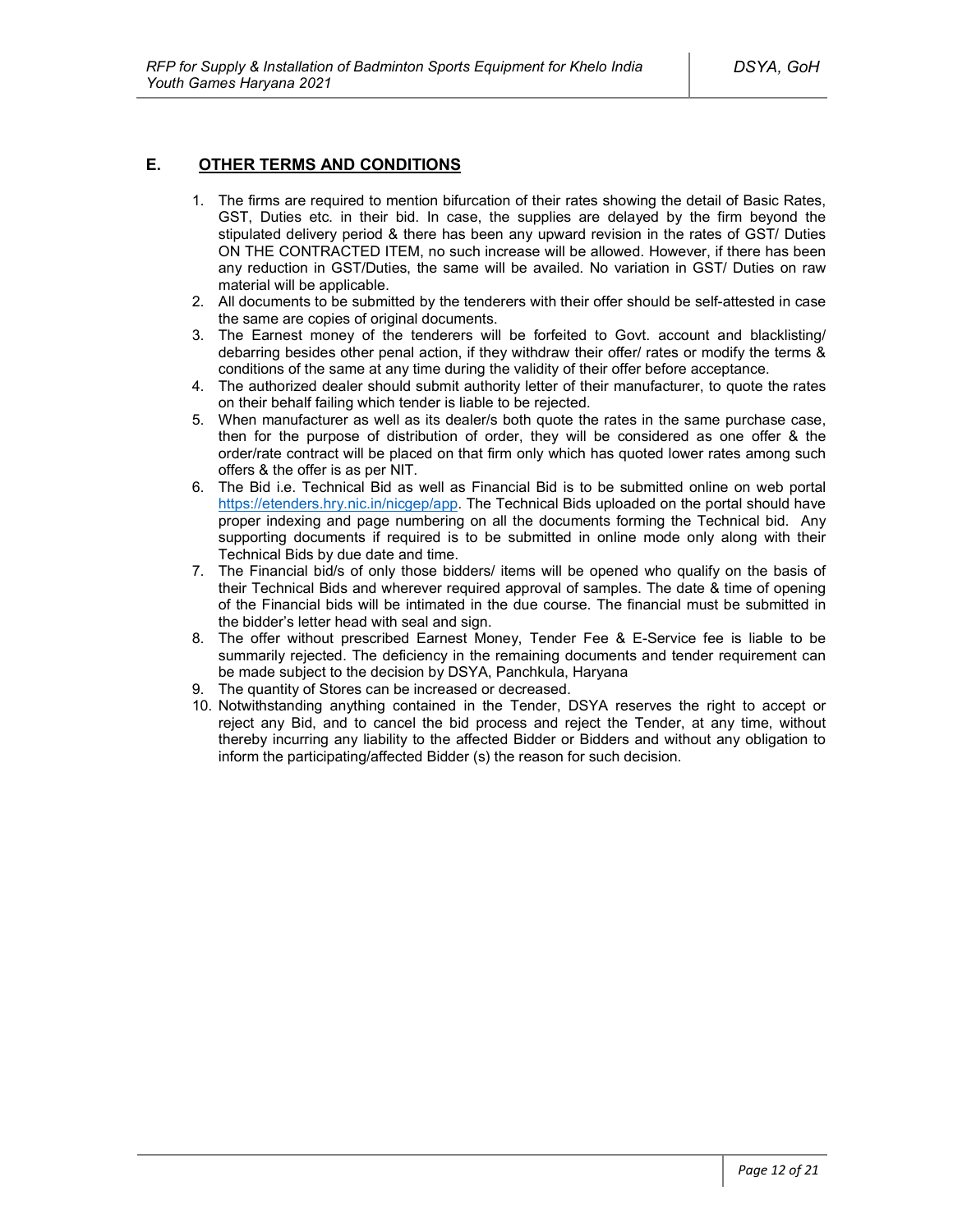## E. OTHER TERMS AND CONDITIONS

1. The firms are required to mention bifurcation of their rates showing the detail of Basic Rates, GST, Duties etc. in their bid. In case, the supplies are delayed by the firm beyond the stipulated delivery period & there has been any upward revision in the rates of GST/ Duties ON THE CONTRACTED ITEM, no such increase will be allowed. However, if there has been any reduction in GST/Duties, the same will be availed. No variation in GST/ Duties on raw material will be applicable.
2. All documents to be submitted by the tenderers with their offer should be self-attested in case the same are copies of original documents.
3. The Earnest money of the tenderers will be forfeited to Govt. account and blacklisting/ debarring besides other penal action, if they withdraw their offer/ rates or modify the terms & conditions of the same at any time during the validity of their offer before acceptance.
4. The authorized dealer should submit authority letter of their manufacturer, to quote the rates on their behalf failing which tender is liable to be rejected.
5. When manufacturer as well as its dealer/s both quote the rates in the same purchase case, then for the purpose of distribution of order, they will be considered as one offer & the order/rate contract will be placed on that firm only which has quoted lower rates among such offers & the offer is as per NIT.
6. The Bid i.e. Technical Bid as well as Financial Bid is to be submitted online on web portal https://etenders.hry.nic.in/nicgep/app. The Technical Bids uploaded on the portal should have proper indexing and page numbering on all the documents forming the Technical bid. Any supporting documents if required is to be submitted in online mode only along with their Technical Bids by due date and time.
7. The Financial bid/s of only those bidders/ items will be opened who qualify on the basis of their Technical Bids and wherever required approval of samples. The date & time of opening of the Financial bids will be intimated in the due course. The financial must be submitted in the bidder's letter head with seal and sign.
8. The offer without prescribed Earnest Money, Tender Fee & E-Service fee is liable to be summarily rejected. The deficiency in the remaining documents and tender requirement can be made subject to the decision by DSYA, Panchkula, Haryana
9. The quantity of Stores can be increased or decreased.
10. Notwithstanding anything contained in the Tender, DSYA reserves the right to accept or reject any Bid, and to cancel the bid process and reject the Tender, at any time, without thereby incurring any liability to the affected Bidder or Bidders and without any obligation to inform the participating/affected Bidder (s) the reason for such decision.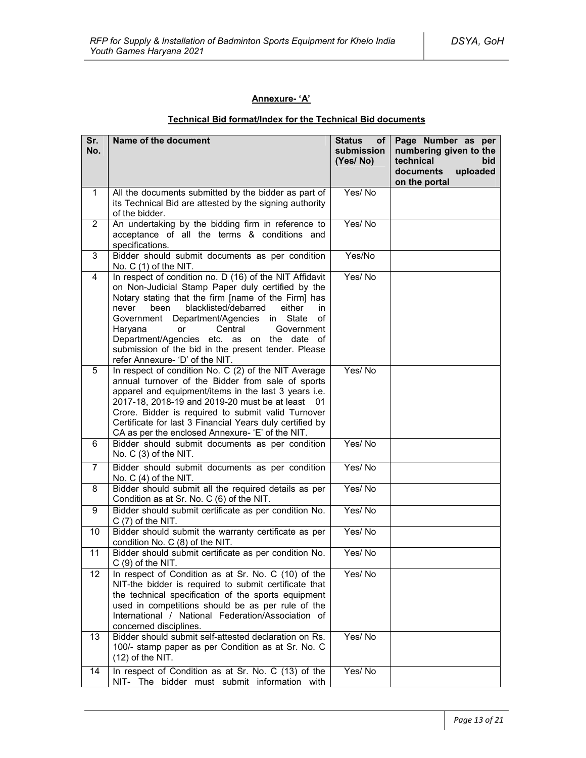**Annexure- 'A'**

**Technical Bid format/Index for the Technical Bid documents**

| Sr. No. | Name of the document | Status of submission (Yes/ No) | Page Number as per numbering given to the technical bid documents uploaded on the portal |
|---|---|---|---|
| 1 | All the documents submitted by the bidder as part of its Technical Bid are attested by the signing authority of the bidder. | Yes/ No | |
| 2 | An undertaking by the bidding firm in reference to acceptance of all the terms & conditions and specifications. | Yes/ No | |
| 3 | Bidder should submit documents as per condition No. C (1) of the NIT. | Yes/No | |
| 4 | In respect of condition no. D (16) of the NIT Affidavit on Non-Judicial Stamp Paper duly certified by the Notary stating that the firm [name of the Firm] has never been blacklisted/debarred either in Government Department/Agencies in State of Haryana or Central Government Department/Agencies etc. as on the date of submission of the bid in the present tender. Please refer Annexure- 'D' of the NIT. | Yes/ No | |
| 5 | In respect of condition No. C (2) of the NIT Average annual turnover of the Bidder from sale of sports apparel and equipment/items in the last 3 years i.e. 2017-18, 2018-19 and 2019-20 must be at least 01 Crore. Bidder is required to submit valid Turnover Certificate for last 3 Financial Years duly certified by CA as per the enclosed Annexure- 'E' of the NIT. | Yes/ No | |
| 6 | Bidder should submit documents as per condition No. C (3) of the NIT. | Yes/ No | |
| 7 | Bidder should submit documents as per condition No. C (4) of the NIT. | Yes/ No | |
| 8 | Bidder should submit all the required details as per Condition as at Sr. No. C (6) of the NIT. | Yes/ No | |
| 9 | Bidder should submit certificate as per condition No. C (7) of the NIT. | Yes/ No | |
| 10 | Bidder should submit the warranty certificate as per condition No. C (8) of the NIT. | Yes/ No | |
| 11 | Bidder should submit certificate as per condition No. C (9) of the NIT. | Yes/ No | |
| 12 | In respect of Condition as at Sr. No. C (10) of the NIT-the bidder is required to submit certificate that the technical specification of the sports equipment used in competitions should be as per rule of the International / National Federation/Association of concerned disciplines. | Yes/ No | |
| 13 | Bidder should submit self-attested declaration on Rs. 100/- stamp paper as per Condition as at Sr. No. C (12) of the NIT. | Yes/ No | |
| 14 | In respect of Condition as at Sr. No. C (13) of the NIT- The bidder must submit information with | Yes/ No | |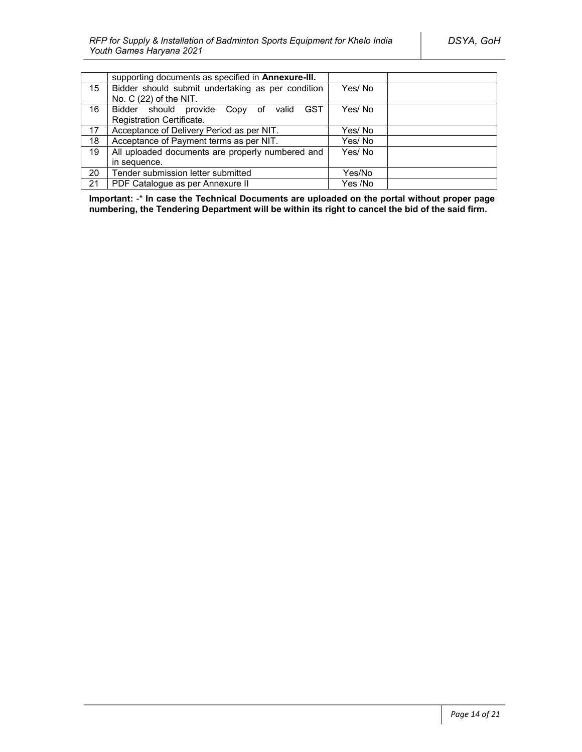|  | supporting documents as specified in **Annexure-III.** |  |  |
|---|---|---|---|
| 15 | Bidder should submit undertaking as per condition No. C (22) of the NIT. | Yes/ No |  |
| 16 | Bidder should provide Copy of valid GST Registration Certificate. | Yes/ No |  |
| 17 | Acceptance of Delivery Period as per NIT. | Yes/ No |  |
| 18 | Acceptance of Payment terms as per NIT. | Yes/ No |  |
| 19 | All uploaded documents are properly numbered and in sequence. | Yes/ No |  |
| 20 | Tender submission letter submitted | Yes/No |  |
| 21 | PDF Catalogue as per Annexure II | Yes /No |  |

**Important:** -* **In case the Technical Documents are uploaded on the portal without proper page numbering, the Tendering Department will be within its right to cancel the bid of the said firm.**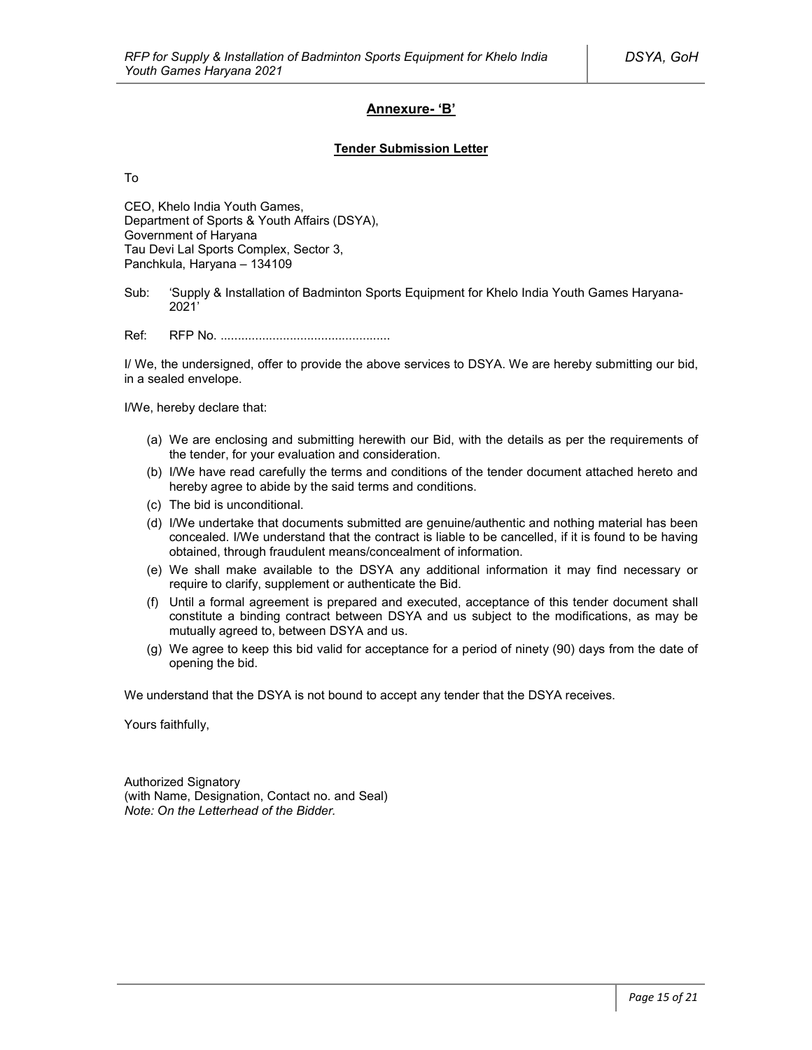## Annexure- 'B'

**Tender Submission Letter**

To

CEO, Khelo India Youth Games,
Department of Sports & Youth Affairs (DSYA),
Government of Haryana
Tau Devi Lal Sports Complex, Sector 3,
Panchkula, Haryana – 134109

Sub: 'Supply & Installation of Badminton Sports Equipment for Khelo India Youth Games Haryana-2021'

Ref: RFP No. ................................................

I/ We, the undersigned, offer to provide the above services to DSYA. We are hereby submitting our bid, in a sealed envelope.

I/We, hereby declare that:

(a) We are enclosing and submitting herewith our Bid, with the details as per the requirements of the tender, for your evaluation and consideration.
(b) I/We have read carefully the terms and conditions of the tender document attached hereto and hereby agree to abide by the said terms and conditions.
(c) The bid is unconditional.
(d) I/We undertake that documents submitted are genuine/authentic and nothing material has been concealed. I/We understand that the contract is liable to be cancelled, if it is found to be having obtained, through fraudulent means/concealment of information.
(e) We shall make available to the DSYA any additional information it may find necessary or require to clarify, supplement or authenticate the Bid.
(f) Until a formal agreement is prepared and executed, acceptance of this tender document shall constitute a binding contract between DSYA and us subject to the modifications, as may be mutually agreed to, between DSYA and us.
(g) We agree to keep this bid valid for acceptance for a period of ninety (90) days from the date of opening the bid.

We understand that the DSYA is not bound to accept any tender that the DSYA receives.

Yours faithfully,

Authorized Signatory
(with Name, Designation, Contact no. and Seal)
*Note: On the Letterhead of the Bidder.*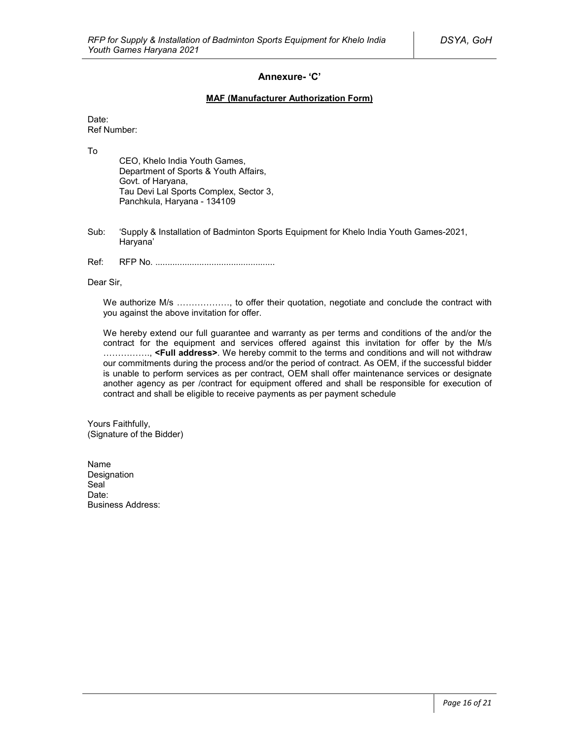## Annexure- 'C'

**MAF (Manufacturer Authorization Form)**

Date:
Ref Number:

To

CEO, Khelo India Youth Games,
Department of Sports & Youth Affairs,
Govt. of Haryana,
Tau Devi Lal Sports Complex, Sector 3,
Panchkula, Haryana - 134109

Sub: 'Supply & Installation of Badminton Sports Equipment for Khelo India Youth Games-2021, Haryana'

Ref: RFP No. ................................................

Dear Sir,

We authorize M/s ………………, to offer their quotation, negotiate and conclude the contract with you against the above invitation for offer.

We hereby extend our full guarantee and warranty as per terms and conditions of the and/or the contract for the equipment and services offered against this invitation for offer by the M/s ……………., **<Full address>**. We hereby commit to the terms and conditions and will not withdraw our commitments during the process and/or the period of contract. As OEM, if the successful bidder is unable to perform services as per contract, OEM shall offer maintenance services or designate another agency as per /contract for equipment offered and shall be responsible for execution of contract and shall be eligible to receive payments as per payment schedule

Yours Faithfully,
(Signature of the Bidder)

Name
Designation
Seal
Date:
Business Address: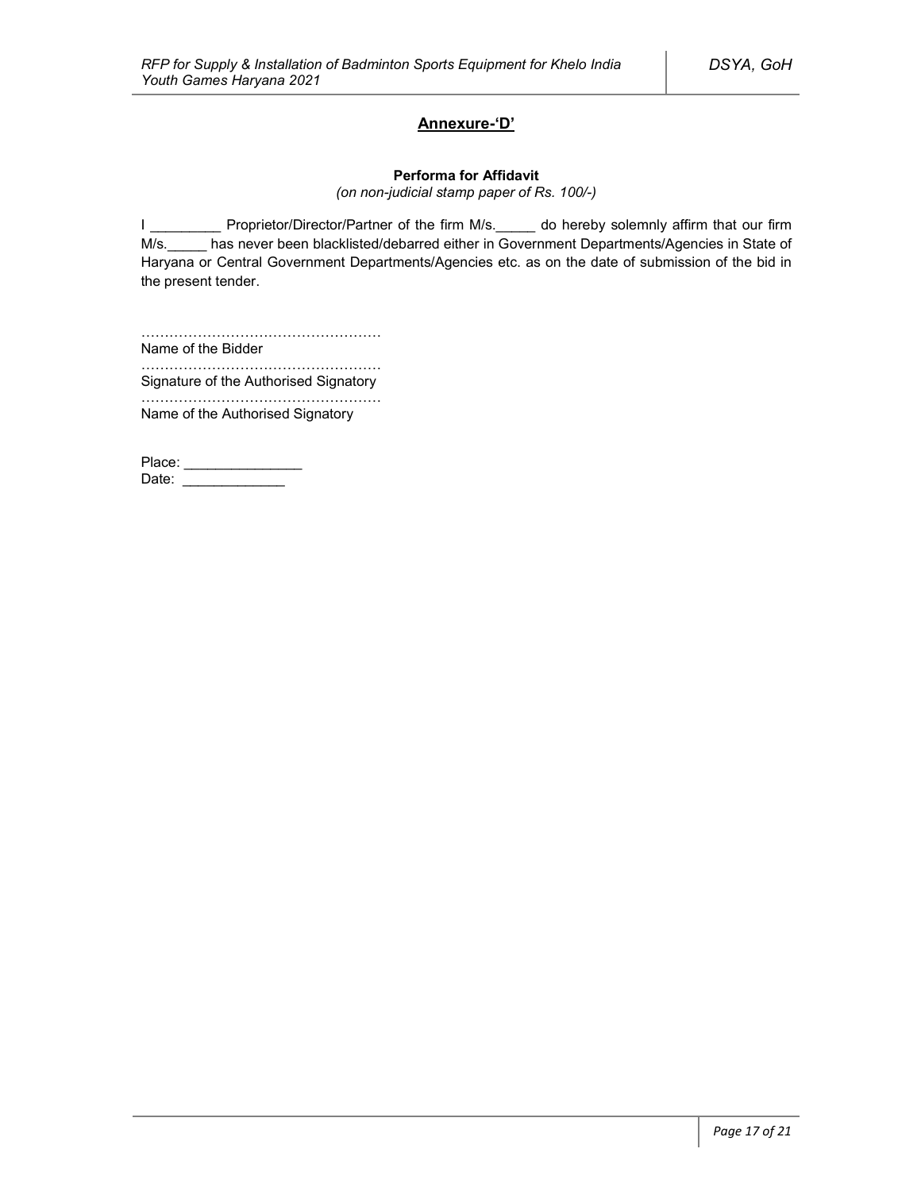## Annexure-'D'

**Performa for Affidavit**

*(on non-judicial stamp paper of Rs. 100/-)*

I _________ Proprietor/Director/Partner of the firm M/s._____ do hereby solemnly affirm that our firm M/s._____ has never been blacklisted/debarred either in Government Departments/Agencies in State of Haryana or Central Government Departments/Agencies etc. as on the date of submission of the bid in the present tender.

……………………………………………
Name of the Bidder

……………………………………………
Signature of the Authorised Signatory

……………………………………………
Name of the Authorised Signatory

Place: _______________
Date: _____________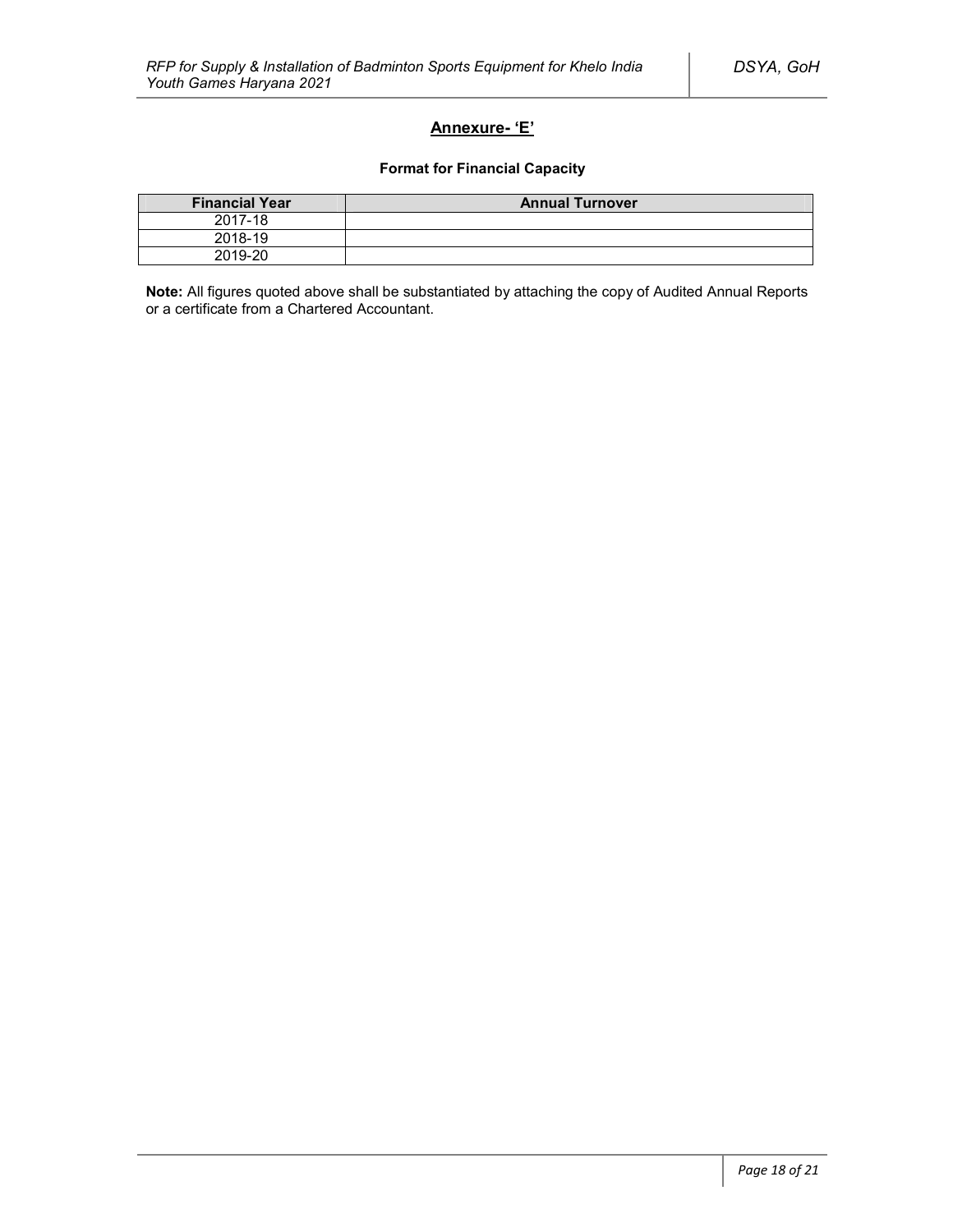## Annexure- 'E'

### Format for Financial Capacity

| Financial Year | Annual Turnover |
|---|---|
| 2017-18 | |
| 2018-19 | |
| 2019-20 | |

**Note:** All figures quoted above shall be substantiated by attaching the copy of Audited Annual Reports or a certificate from a Chartered Accountant.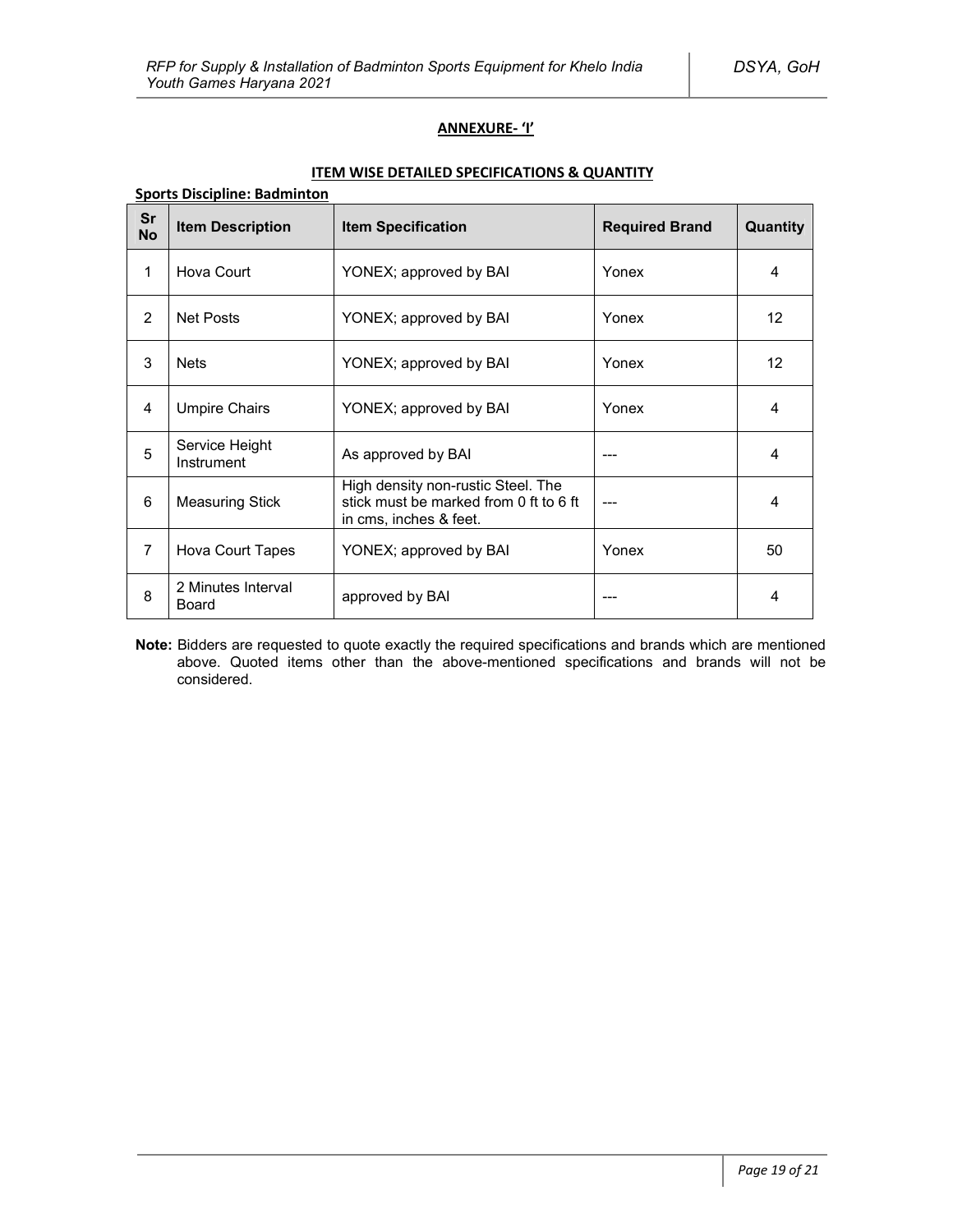## ANNEXURE- 'I'

### ITEM WISE DETAILED SPECIFICATIONS & QUANTITY

**Sports Discipline: Badminton**

| Sr No | Item Description | Item Specification | Required Brand | Quantity |
|---|---|---|---|---|
| 1 | Hova Court | YONEX; approved by BAI | Yonex | 4 |
| 2 | Net Posts | YONEX; approved by BAI | Yonex | 12 |
| 3 | Nets | YONEX; approved by BAI | Yonex | 12 |
| 4 | Umpire Chairs | YONEX; approved by BAI | Yonex | 4 |
| 5 | Service Height Instrument | As approved by BAI | --- | 4 |
| 6 | Measuring Stick | High density non-rustic Steel. The stick must be marked from 0 ft to 6 ft in cms, inches & feet. | --- | 4 |
| 7 | Hova Court Tapes | YONEX; approved by BAI | Yonex | 50 |
| 8 | 2 Minutes Interval Board | approved by BAI | --- | 4 |

**Note:** Bidders are requested to quote exactly the required specifications and brands which are mentioned above. Quoted items other than the above-mentioned specifications and brands will not be considered.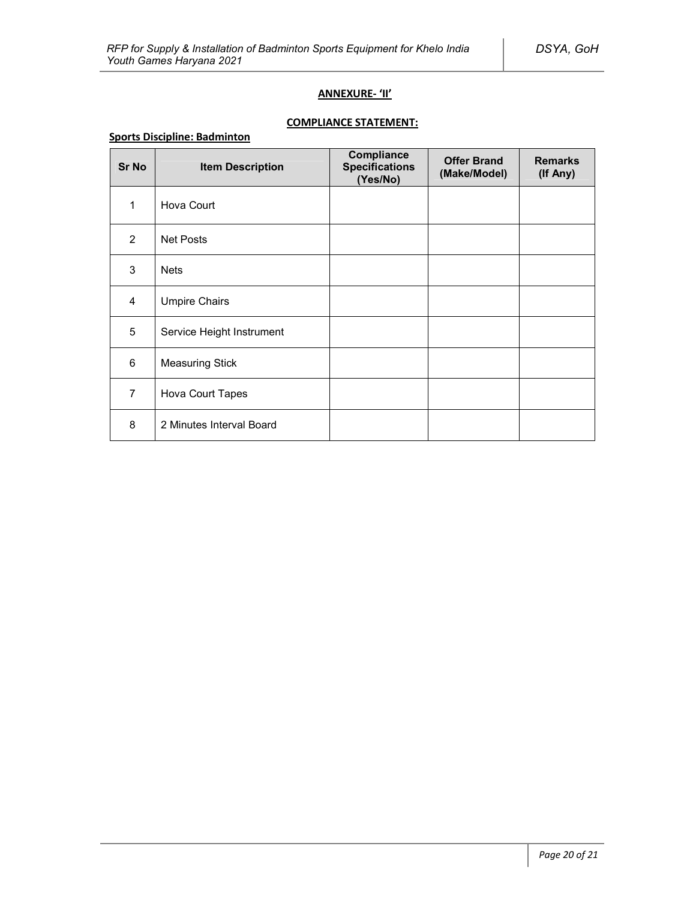**ANNEXURE- 'II'**

**COMPLIANCE STATEMENT:**

**Sports Discipline: Badminton**

| Sr No | Item Description | Compliance Specifications (Yes/No) | Offer Brand (Make/Model) | Remarks (If Any) |
|---|---|---|---|---|
| 1 | Hova Court | | | |
| 2 | Net Posts | | | |
| 3 | Nets | | | |
| 4 | Umpire Chairs | | | |
| 5 | Service Height Instrument | | | |
| 6 | Measuring Stick | | | |
| 7 | Hova Court Tapes | | | |
| 8 | 2 Minutes Interval Board | | | |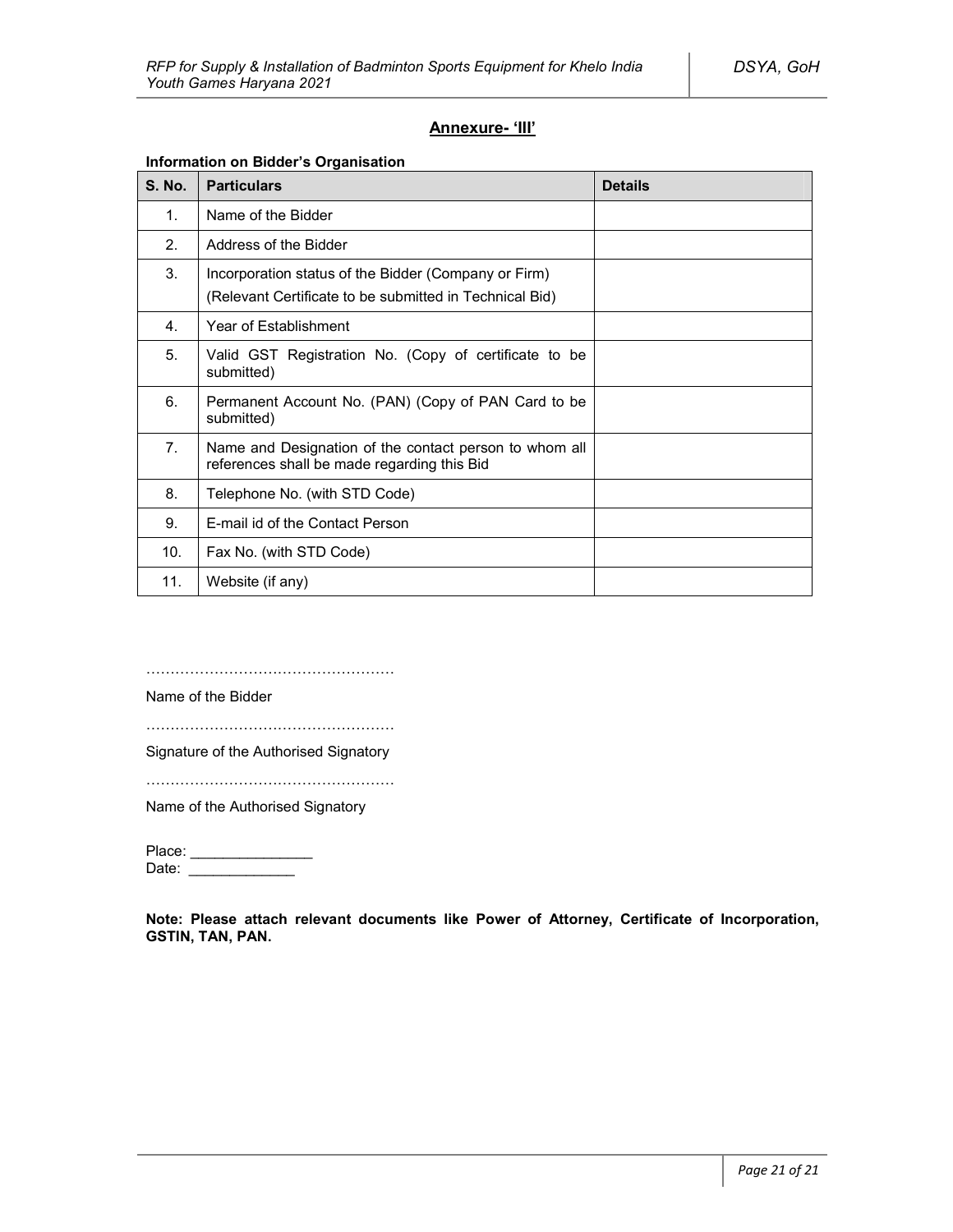## Annexure- 'III'

**Information on Bidder's Organisation**

| S. No. | Particulars | Details |
|---|---|---|
| 1. | Name of the Bidder | |
| 2. | Address of the Bidder | |
| 3. | Incorporation status of the Bidder (Company or Firm) (Relevant Certificate to be submitted in Technical Bid) | |
| 4. | Year of Establishment | |
| 5. | Valid GST Registration No. (Copy of certificate to be submitted) | |
| 6. | Permanent Account No. (PAN) (Copy of PAN Card to be submitted) | |
| 7. | Name and Designation of the contact person to whom all references shall be made regarding this Bid | |
| 8. | Telephone No. (with STD Code) | |
| 9. | E-mail id of the Contact Person | |
| 10. | Fax No. (with STD Code) | |
| 11. | Website (if any) | |

……………………………………………

Name of the Bidder

……………………………………………

Signature of the Authorised Signatory

……………………………………………

Name of the Authorised Signatory

Place: _______________

Date: _____________

**Note: Please attach relevant documents like Power of Attorney, Certificate of Incorporation, GSTIN, TAN, PAN.**